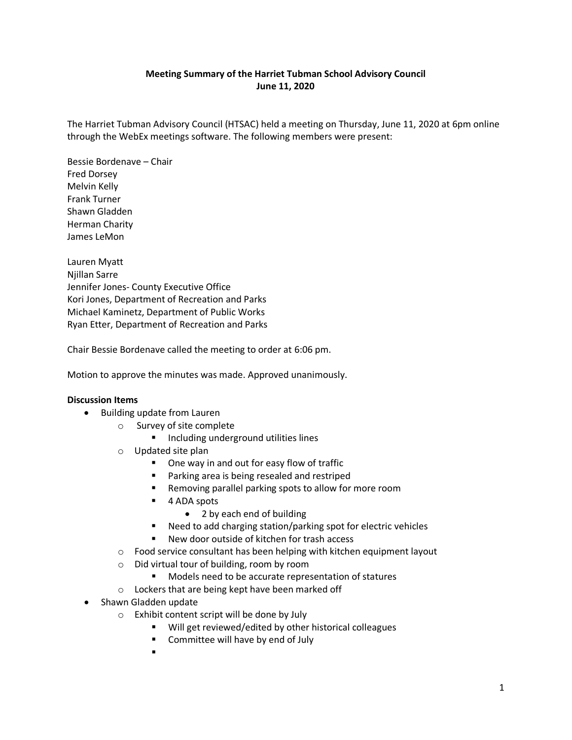**Meeting Summary of the Harriet Tubman School Advisory Council**
**June 11, 2020**

The Harriet Tubman Advisory Council (HTSAC) held a meeting on Thursday, June 11, 2020 at 6pm online through the WebEx meetings software. The following members were present:

Bessie Bordenave – Chair
Fred Dorsey
Melvin Kelly
Frank Turner
Shawn Gladden
Herman Charity
James LeMon

Lauren Myatt
Njillan Sarre
Jennifer Jones- County Executive Office
Kori Jones, Department of Recreation and Parks
Michael Kaminetz, Department of Public Works
Ryan Etter, Department of Recreation and Parks

Chair Bessie Bordenave called the meeting to order at 6:06 pm.

Motion to approve the minutes was made. Approved unanimously.

**Discussion Items**

- Building update from Lauren
  - Survey of site complete
    - Including underground utilities lines
  - Updated site plan
    - One way in and out for easy flow of traffic
    - Parking area is being resealed and restriped
    - Removing parallel parking spots to allow for more room
    - 4 ADA spots
      - 2 by each end of building
    - Need to add charging station/parking spot for electric vehicles
    - New door outside of kitchen for trash access
  - Food service consultant has been helping with kitchen equipment layout
  - Did virtual tour of building, room by room
    - Models need to be accurate representation of statures
  - Lockers that are being kept have been marked off
- Shawn Gladden update
  - Exhibit content script will be done by July
    - Will get reviewed/edited by other historical colleagues
    - Committee will have by end of July
    -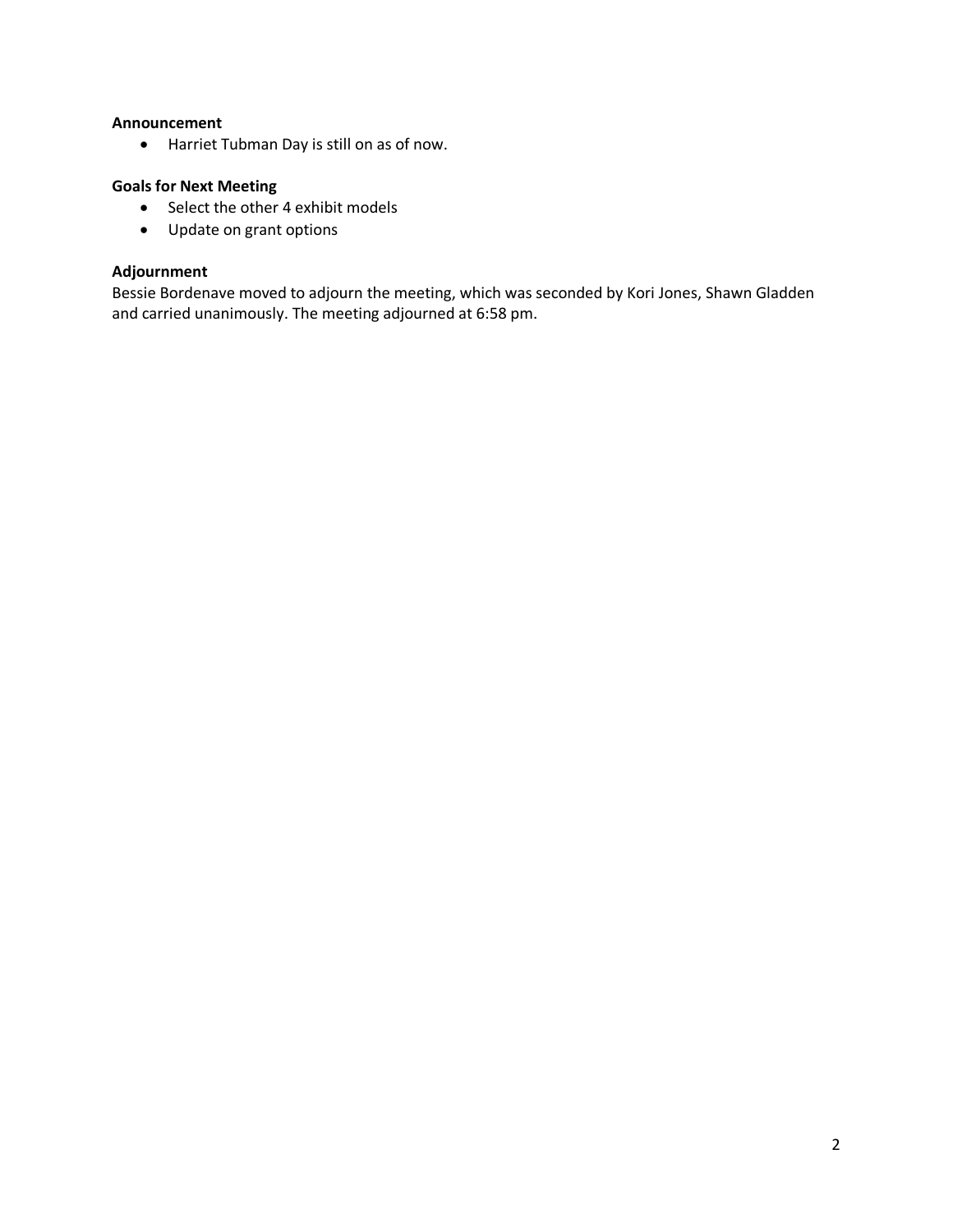**Announcement**

- Harriet Tubman Day is still on as of now.

**Goals for Next Meeting**

- Select the other 4 exhibit models
- Update on grant options

**Adjournment**

Bessie Bordenave moved to adjourn the meeting, which was seconded by Kori Jones, Shawn Gladden and carried unanimously. The meeting adjourned at 6:58 pm.